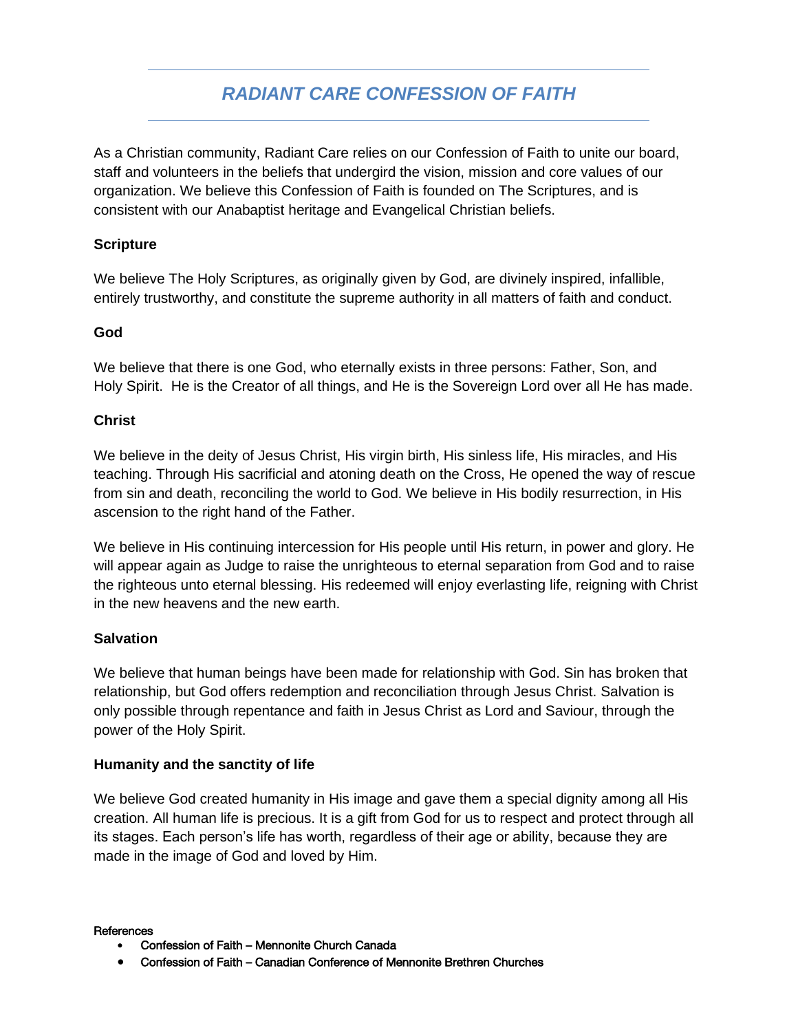# *RADIANT CARE CONFESSION OF FAITH*

As a Christian community, Radiant Care relies on our Confession of Faith to unite our board, staff and volunteers in the beliefs that undergird the vision, mission and core values of our organization. We believe this Confession of Faith is founded on The Scriptures, and is consistent with our Anabaptist heritage and Evangelical Christian beliefs.

**Scripture**

We believe The Holy Scriptures, as originally given by God, are divinely inspired, infallible, entirely trustworthy, and constitute the supreme authority in all matters of faith and conduct.

**God**

We believe that there is one God, who eternally exists in three persons: Father, Son, and Holy Spirit. He is the Creator of all things, and He is the Sovereign Lord over all He has made.

**Christ**

We believe in the deity of Jesus Christ, His virgin birth, His sinless life, His miracles, and His teaching. Through His sacrificial and atoning death on the Cross, He opened the way of rescue from sin and death, reconciling the world to God. We believe in His bodily resurrection, in His ascension to the right hand of the Father.

We believe in His continuing intercession for His people until His return, in power and glory. He will appear again as Judge to raise the unrighteous to eternal separation from God and to raise the righteous unto eternal blessing. His redeemed will enjoy everlasting life, reigning with Christ in the new heavens and the new earth.

**Salvation**

We believe that human beings have been made for relationship with God. Sin has broken that relationship, but God offers redemption and reconciliation through Jesus Christ. Salvation is only possible through repentance and faith in Jesus Christ as Lord and Saviour, through the power of the Holy Spirit.

**Humanity and the sanctity of life**

We believe God created humanity in His image and gave them a special dignity among all His creation. All human life is precious. It is a gift from God for us to respect and protect through all its stages. Each person's life has worth, regardless of their age or ability, because they are made in the image of God and loved by Him.

References

- Confession of Faith – Mennonite Church Canada
- Confession of Faith – Canadian Conference of Mennonite Brethren Churches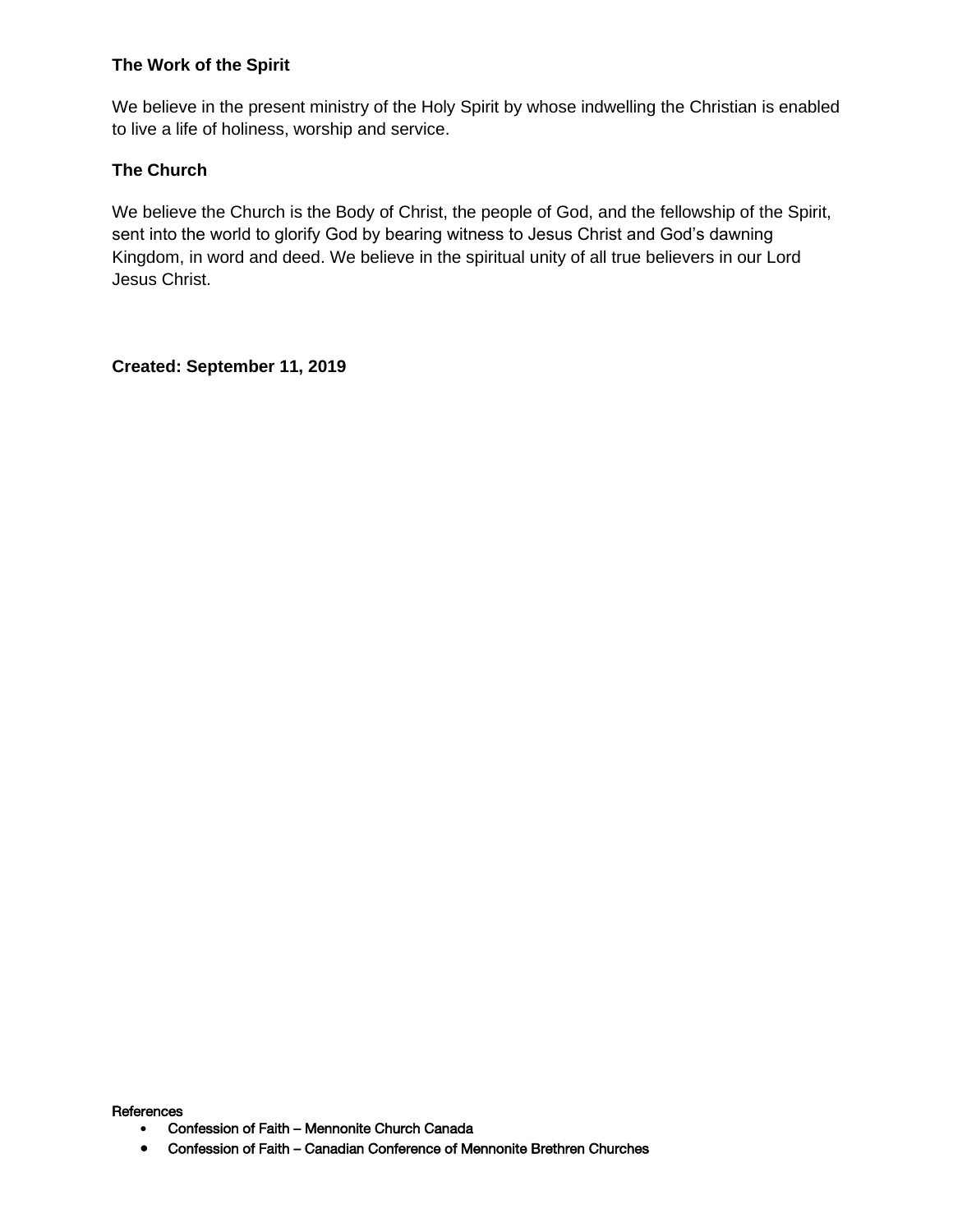**The Work of the Spirit**

We believe in the present ministry of the Holy Spirit by whose indwelling the Christian is enabled to live a life of holiness, worship and service.

**The Church**

We believe the Church is the Body of Christ, the people of God, and the fellowship of the Spirit, sent into the world to glorify God by bearing witness to Jesus Christ and God's dawning Kingdom, in word and deed. We believe in the spiritual unity of all true believers in our Lord Jesus Christ.

**Created: September 11, 2019**

References

- Confession of Faith – Mennonite Church Canada
- Confession of Faith – Canadian Conference of Mennonite Brethren Churches